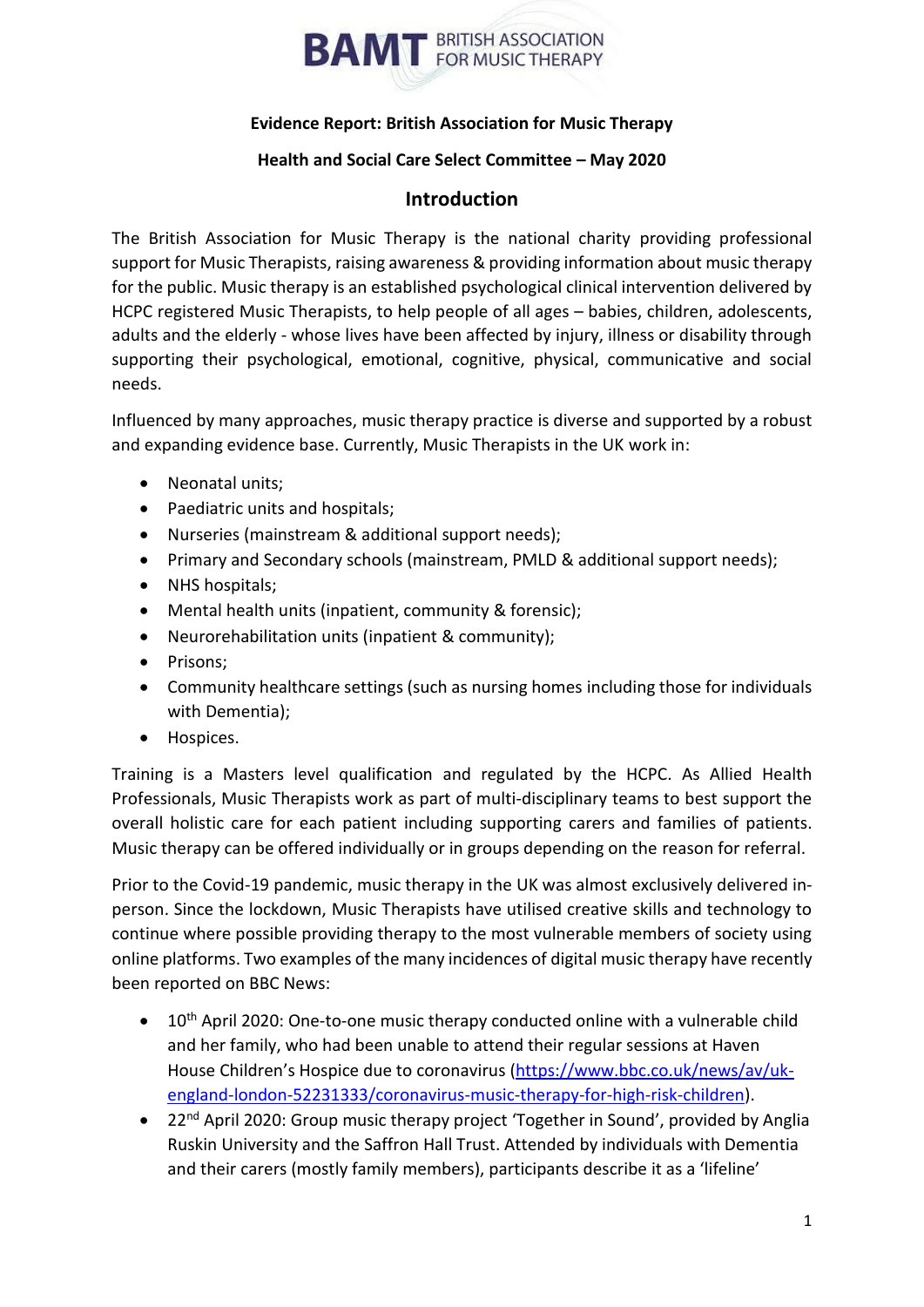**BAMT** BRITISH ASSOCIATION FOR MUSIC THERAPY

**Evidence Report: British Association for Music Therapy**

**Health and Social Care Select Committee – May 2020**

## Introduction

The British Association for Music Therapy is the national charity providing professional support for Music Therapists, raising awareness & providing information about music therapy for the public. Music therapy is an established psychological clinical intervention delivered by HCPC registered Music Therapists, to help people of all ages – babies, children, adolescents, adults and the elderly - whose lives have been affected by injury, illness or disability through supporting their psychological, emotional, cognitive, physical, communicative and social needs.

Influenced by many approaches, music therapy practice is diverse and supported by a robust and expanding evidence base. Currently, Music Therapists in the UK work in:

- Neonatal units;
- Paediatric units and hospitals;
- Nurseries (mainstream & additional support needs);
- Primary and Secondary schools (mainstream, PMLD & additional support needs);
- NHS hospitals;
- Mental health units (inpatient, community & forensic);
- Neurorehabilitation units (inpatient & community);
- Prisons;
- Community healthcare settings (such as nursing homes including those for individuals with Dementia);
- Hospices.

Training is a Masters level qualification and regulated by the HCPC. As Allied Health Professionals, Music Therapists work as part of multi-disciplinary teams to best support the overall holistic care for each patient including supporting carers and families of patients. Music therapy can be offered individually or in groups depending on the reason for referral.

Prior to the Covid-19 pandemic, music therapy in the UK was almost exclusively delivered in-person. Since the lockdown, Music Therapists have utilised creative skills and technology to continue where possible providing therapy to the most vulnerable members of society using online platforms. Two examples of the many incidences of digital music therapy have recently been reported on BBC News:

- 10th April 2020: One-to-one music therapy conducted online with a vulnerable child and her family, who had been unable to attend their regular sessions at Haven House Children's Hospice due to coronavirus (https://www.bbc.co.uk/news/av/uk-england-london-52231333/coronavirus-music-therapy-for-high-risk-children).
- 22nd April 2020: Group music therapy project 'Together in Sound', provided by Anglia Ruskin University and the Saffron Hall Trust. Attended by individuals with Dementia and their carers (mostly family members), participants describe it as a 'lifeline'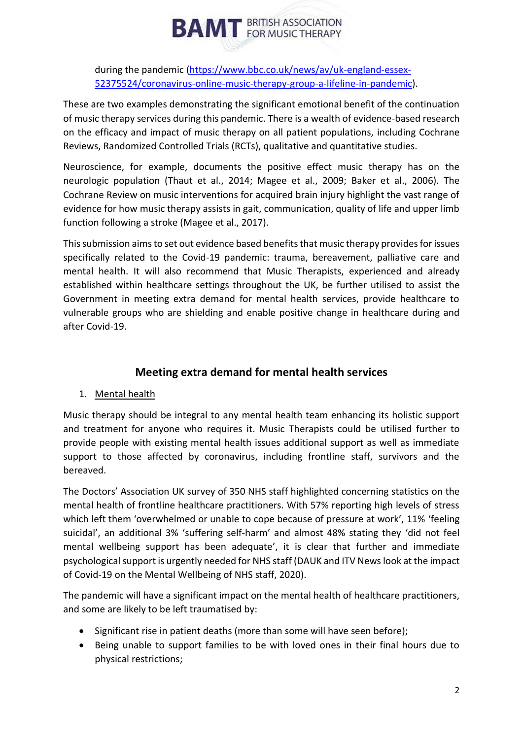during the pandemic (https://www.bbc.co.uk/news/av/uk-england-essex-52375524/coronavirus-online-music-therapy-group-a-lifeline-in-pandemic).

These are two examples demonstrating the significant emotional benefit of the continuation of music therapy services during this pandemic. There is a wealth of evidence-based research on the efficacy and impact of music therapy on all patient populations, including Cochrane Reviews, Randomized Controlled Trials (RCTs), qualitative and quantitative studies.

Neuroscience, for example, documents the positive effect music therapy has on the neurologic population (Thaut et al., 2014; Magee et al., 2009; Baker et al., 2006). The Cochrane Review on music interventions for acquired brain injury highlight the vast range of evidence for how music therapy assists in gait, communication, quality of life and upper limb function following a stroke (Magee et al., 2017).

This submission aims to set out evidence based benefits that music therapy provides for issues specifically related to the Covid-19 pandemic: trauma, bereavement, palliative care and mental health. It will also recommend that Music Therapists, experienced and already established within healthcare settings throughout the UK, be further utilised to assist the Government in meeting extra demand for mental health services, provide healthcare to vulnerable groups who are shielding and enable positive change in healthcare during and after Covid-19.

## Meeting extra demand for mental health services

1. Mental health

Music therapy should be integral to any mental health team enhancing its holistic support and treatment for anyone who requires it. Music Therapists could be utilised further to provide people with existing mental health issues additional support as well as immediate support to those affected by coronavirus, including frontline staff, survivors and the bereaved.

The Doctors' Association UK survey of 350 NHS staff highlighted concerning statistics on the mental health of frontline healthcare practitioners. With 57% reporting high levels of stress which left them 'overwhelmed or unable to cope because of pressure at work', 11% 'feeling suicidal', an additional 3% 'suffering self-harm' and almost 48% stating they 'did not feel mental wellbeing support has been adequate', it is clear that further and immediate psychological support is urgently needed for NHS staff (DAUK and ITV News look at the impact of Covid-19 on the Mental Wellbeing of NHS staff, 2020).

The pandemic will have a significant impact on the mental health of healthcare practitioners, and some are likely to be left traumatised by:

- Significant rise in patient deaths (more than some will have seen before);
- Being unable to support families to be with loved ones in their final hours due to physical restrictions;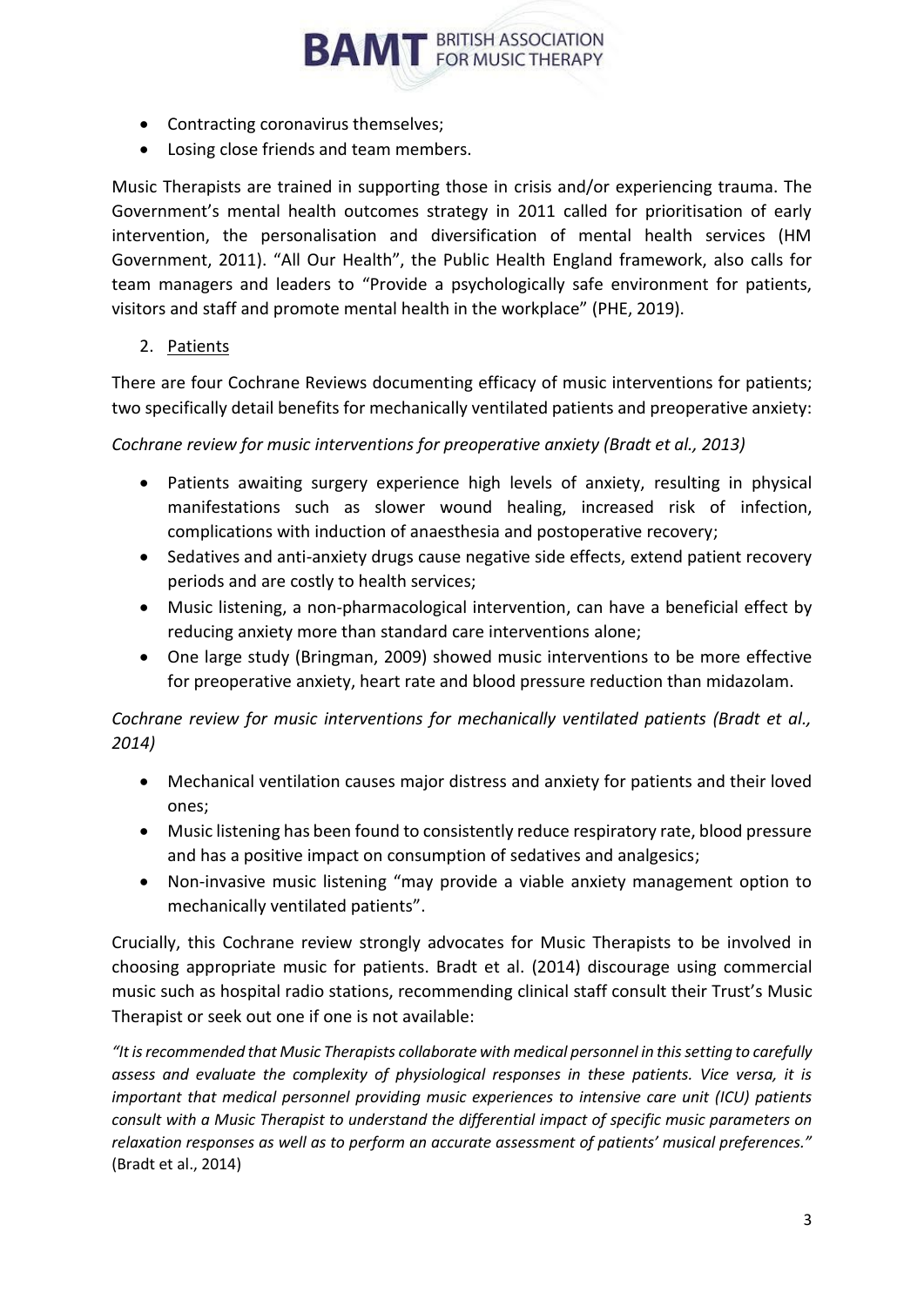- Contracting coronavirus themselves;
- Losing close friends and team members.

Music Therapists are trained in supporting those in crisis and/or experiencing trauma. The Government's mental health outcomes strategy in 2011 called for prioritisation of early intervention, the personalisation and diversification of mental health services (HM Government, 2011). "All Our Health", the Public Health England framework, also calls for team managers and leaders to "Provide a psychologically safe environment for patients, visitors and staff and promote mental health in the workplace" (PHE, 2019).

2. Patients

There are four Cochrane Reviews documenting efficacy of music interventions for patients; two specifically detail benefits for mechanically ventilated patients and preoperative anxiety:

*Cochrane review for music interventions for preoperative anxiety (Bradt et al., 2013)*

- Patients awaiting surgery experience high levels of anxiety, resulting in physical manifestations such as slower wound healing, increased risk of infection, complications with induction of anaesthesia and postoperative recovery;
- Sedatives and anti-anxiety drugs cause negative side effects, extend patient recovery periods and are costly to health services;
- Music listening, a non-pharmacological intervention, can have a beneficial effect by reducing anxiety more than standard care interventions alone;
- One large study (Bringman, 2009) showed music interventions to be more effective for preoperative anxiety, heart rate and blood pressure reduction than midazolam.

*Cochrane review for music interventions for mechanically ventilated patients (Bradt et al., 2014)*

- Mechanical ventilation causes major distress and anxiety for patients and their loved ones;
- Music listening has been found to consistently reduce respiratory rate, blood pressure and has a positive impact on consumption of sedatives and analgesics;
- Non-invasive music listening "may provide a viable anxiety management option to mechanically ventilated patients".

Crucially, this Cochrane review strongly advocates for Music Therapists to be involved in choosing appropriate music for patients. Bradt et al. (2014) discourage using commercial music such as hospital radio stations, recommending clinical staff consult their Trust's Music Therapist or seek out one if one is not available:

*"It is recommended that Music Therapists collaborate with medical personnel in this setting to carefully assess and evaluate the complexity of physiological responses in these patients. Vice versa, it is important that medical personnel providing music experiences to intensive care unit (ICU) patients consult with a Music Therapist to understand the differential impact of specific music parameters on relaxation responses as well as to perform an accurate assessment of patients' musical preferences."* (Bradt et al., 2014)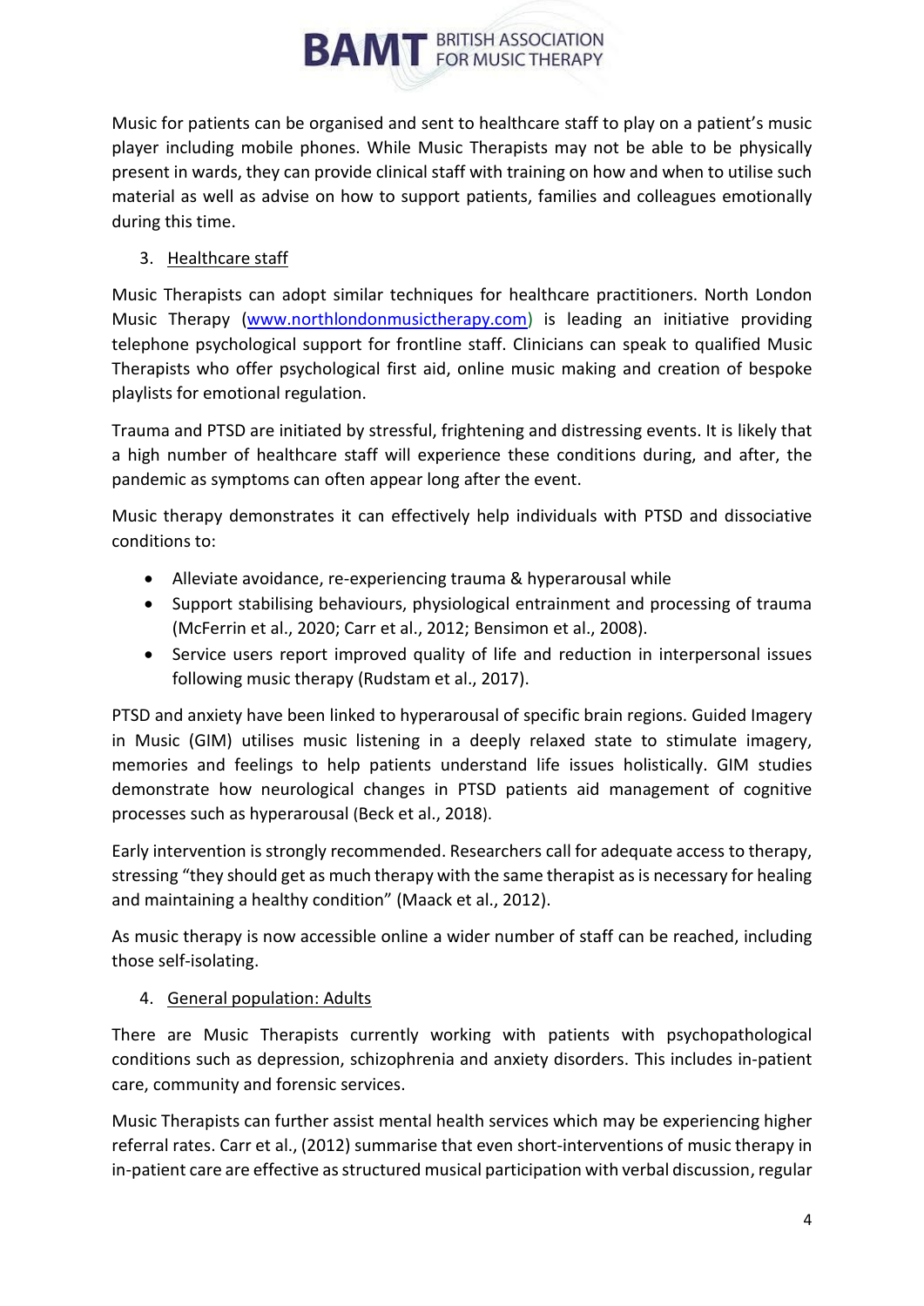Music for patients can be organised and sent to healthcare staff to play on a patient's music player including mobile phones. While Music Therapists may not be able to be physically present in wards, they can provide clinical staff with training on how and when to utilise such material as well as advise on how to support patients, families and colleagues emotionally during this time.

3. Healthcare staff

Music Therapists can adopt similar techniques for healthcare practitioners. North London Music Therapy (www.northlondonmusictherapy.com) is leading an initiative providing telephone psychological support for frontline staff. Clinicians can speak to qualified Music Therapists who offer psychological first aid, online music making and creation of bespoke playlists for emotional regulation.

Trauma and PTSD are initiated by stressful, frightening and distressing events. It is likely that a high number of healthcare staff will experience these conditions during, and after, the pandemic as symptoms can often appear long after the event.

Music therapy demonstrates it can effectively help individuals with PTSD and dissociative conditions to:

- Alleviate avoidance, re-experiencing trauma & hyperarousal while
- Support stabilising behaviours, physiological entrainment and processing of trauma (McFerrin et al., 2020; Carr et al., 2012; Bensimon et al., 2008).
- Service users report improved quality of life and reduction in interpersonal issues following music therapy (Rudstam et al., 2017).

PTSD and anxiety have been linked to hyperarousal of specific brain regions. Guided Imagery in Music (GIM) utilises music listening in a deeply relaxed state to stimulate imagery, memories and feelings to help patients understand life issues holistically. GIM studies demonstrate how neurological changes in PTSD patients aid management of cognitive processes such as hyperarousal (Beck et al., 2018).

Early intervention is strongly recommended. Researchers call for adequate access to therapy, stressing "they should get as much therapy with the same therapist as is necessary for healing and maintaining a healthy condition" (Maack et al., 2012).

As music therapy is now accessible online a wider number of staff can be reached, including those self-isolating.

4. General population: Adults

There are Music Therapists currently working with patients with psychopathological conditions such as depression, schizophrenia and anxiety disorders. This includes in-patient care, community and forensic services.

Music Therapists can further assist mental health services which may be experiencing higher referral rates. Carr et al., (2012) summarise that even short-interventions of music therapy in in-patient care are effective as structured musical participation with verbal discussion, regular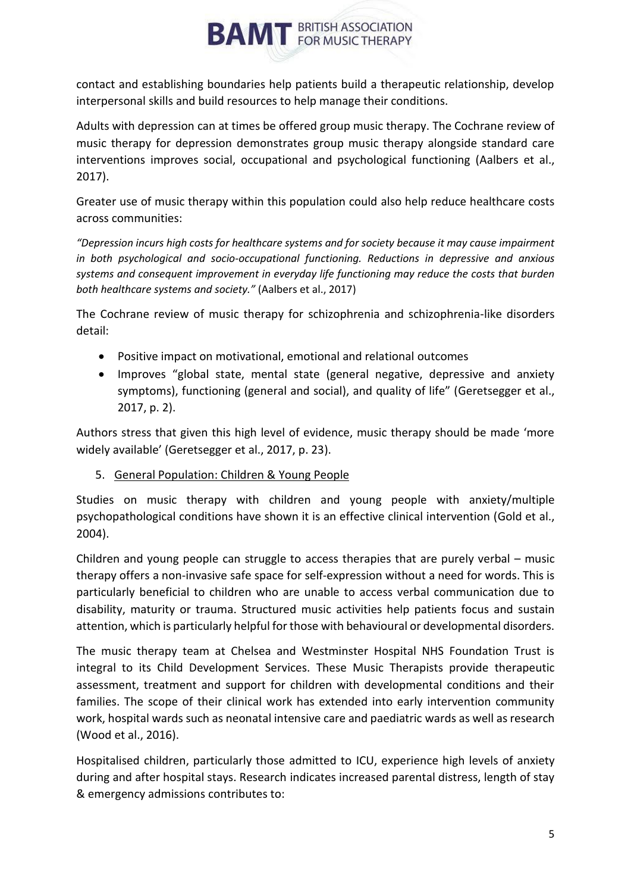contact and establishing boundaries help patients build a therapeutic relationship, develop interpersonal skills and build resources to help manage their conditions.

Adults with depression can at times be offered group music therapy. The Cochrane review of music therapy for depression demonstrates group music therapy alongside standard care interventions improves social, occupational and psychological functioning (Aalbers et al., 2017).

Greater use of music therapy within this population could also help reduce healthcare costs across communities:

*"Depression incurs high costs for healthcare systems and for society because it may cause impairment in both psychological and socio-occupational functioning. Reductions in depressive and anxious systems and consequent improvement in everyday life functioning may reduce the costs that burden both healthcare systems and society."* (Aalbers et al., 2017)

The Cochrane review of music therapy for schizophrenia and schizophrenia-like disorders detail:

- Positive impact on motivational, emotional and relational outcomes
- Improves "global state, mental state (general negative, depressive and anxiety symptoms), functioning (general and social), and quality of life" (Geretsegger et al., 2017, p. 2).

Authors stress that given this high level of evidence, music therapy should be made 'more widely available' (Geretsegger et al., 2017, p. 23).

5. General Population: Children & Young People

Studies on music therapy with children and young people with anxiety/multiple psychopathological conditions have shown it is an effective clinical intervention (Gold et al., 2004).

Children and young people can struggle to access therapies that are purely verbal – music therapy offers a non-invasive safe space for self-expression without a need for words. This is particularly beneficial to children who are unable to access verbal communication due to disability, maturity or trauma. Structured music activities help patients focus and sustain attention, which is particularly helpful for those with behavioural or developmental disorders.

The music therapy team at Chelsea and Westminster Hospital NHS Foundation Trust is integral to its Child Development Services. These Music Therapists provide therapeutic assessment, treatment and support for children with developmental conditions and their families. The scope of their clinical work has extended into early intervention community work, hospital wards such as neonatal intensive care and paediatric wards as well as research (Wood et al., 2016).

Hospitalised children, particularly those admitted to ICU, experience high levels of anxiety during and after hospital stays. Research indicates increased parental distress, length of stay & emergency admissions contributes to: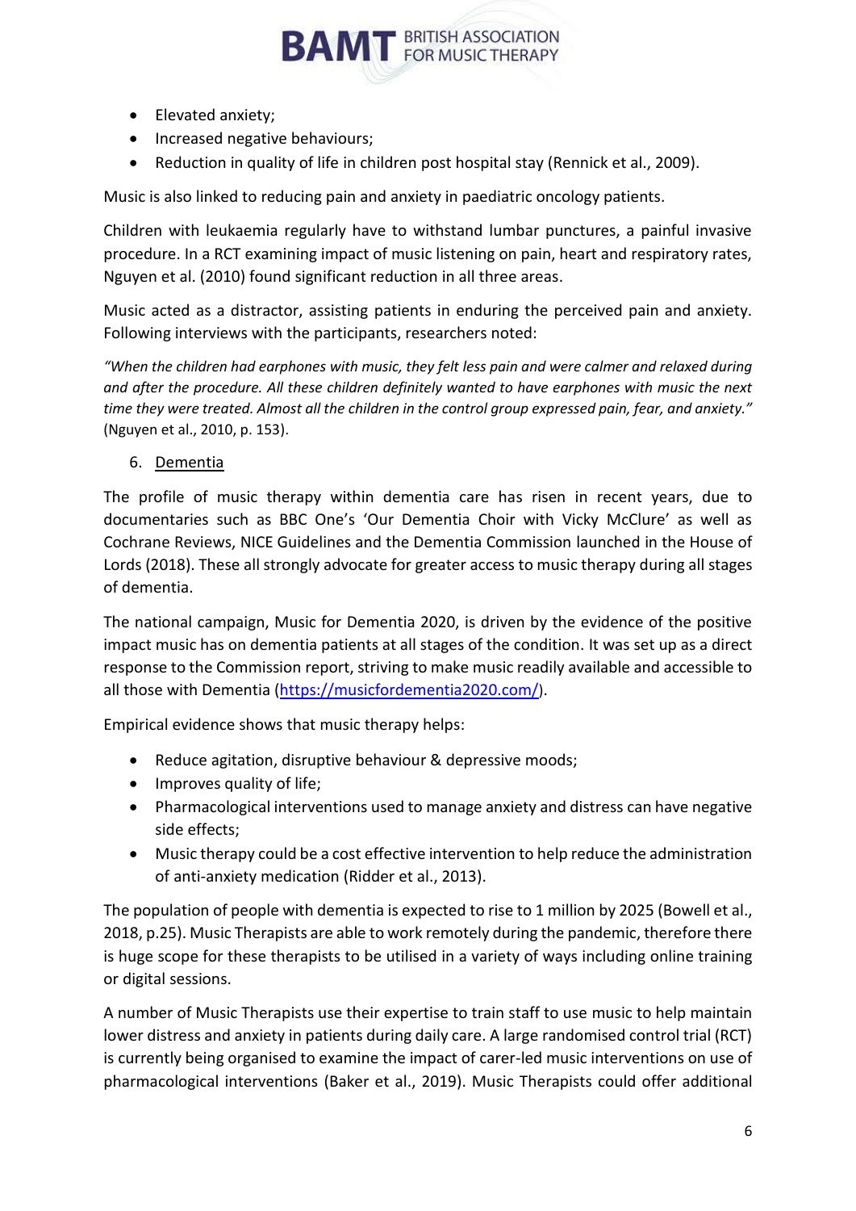- Elevated anxiety;
- Increased negative behaviours;
- Reduction in quality of life in children post hospital stay (Rennick et al., 2009).

Music is also linked to reducing pain and anxiety in paediatric oncology patients.

Children with leukaemia regularly have to withstand lumbar punctures, a painful invasive procedure. In a RCT examining impact of music listening on pain, heart and respiratory rates, Nguyen et al. (2010) found significant reduction in all three areas.

Music acted as a distractor, assisting patients in enduring the perceived pain and anxiety. Following interviews with the participants, researchers noted:

*"When the children had earphones with music, they felt less pain and were calmer and relaxed during and after the procedure. All these children definitely wanted to have earphones with music the next time they were treated. Almost all the children in the control group expressed pain, fear, and anxiety."* (Nguyen et al., 2010, p. 153).

6. Dementia

The profile of music therapy within dementia care has risen in recent years, due to documentaries such as BBC One's 'Our Dementia Choir with Vicky McClure' as well as Cochrane Reviews, NICE Guidelines and the Dementia Commission launched in the House of Lords (2018). These all strongly advocate for greater access to music therapy during all stages of dementia.

The national campaign, Music for Dementia 2020, is driven by the evidence of the positive impact music has on dementia patients at all stages of the condition. It was set up as a direct response to the Commission report, striving to make music readily available and accessible to all those with Dementia (https://musicfordementia2020.com/).

Empirical evidence shows that music therapy helps:

- Reduce agitation, disruptive behaviour & depressive moods;
- Improves quality of life;
- Pharmacological interventions used to manage anxiety and distress can have negative side effects;
- Music therapy could be a cost effective intervention to help reduce the administration of anti-anxiety medication (Ridder et al., 2013).

The population of people with dementia is expected to rise to 1 million by 2025 (Bowell et al., 2018, p.25). Music Therapists are able to work remotely during the pandemic, therefore there is huge scope for these therapists to be utilised in a variety of ways including online training or digital sessions.

A number of Music Therapists use their expertise to train staff to use music to help maintain lower distress and anxiety in patients during daily care. A large randomised control trial (RCT) is currently being organised to examine the impact of carer-led music interventions on use of pharmacological interventions (Baker et al., 2019). Music Therapists could offer additional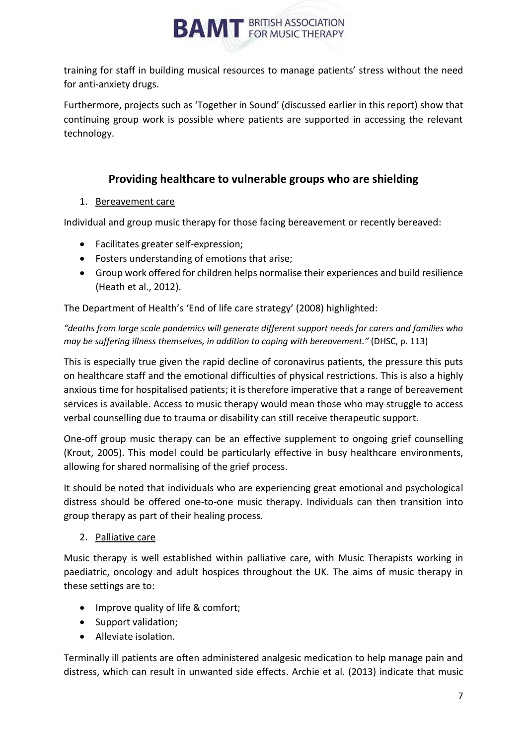training for staff in building musical resources to manage patients' stress without the need for anti-anxiety drugs.

Furthermore, projects such as 'Together in Sound' (discussed earlier in this report) show that continuing group work is possible where patients are supported in accessing the relevant technology.

## Providing healthcare to vulnerable groups who are shielding

1. <u>Bereavement care</u>

Individual and group music therapy for those facing bereavement or recently bereaved:

- Facilitates greater self-expression;
- Fosters understanding of emotions that arise;
- Group work offered for children helps normalise their experiences and build resilience (Heath et al., 2012).

The Department of Health's 'End of life care strategy' (2008) highlighted:

*"deaths from large scale pandemics will generate different support needs for carers and families who may be suffering illness themselves, in addition to coping with bereavement."* (DHSC, p. 113)

This is especially true given the rapid decline of coronavirus patients, the pressure this puts on healthcare staff and the emotional difficulties of physical restrictions. This is also a highly anxious time for hospitalised patients; it is therefore imperative that a range of bereavement services is available. Access to music therapy would mean those who may struggle to access verbal counselling due to trauma or disability can still receive therapeutic support.

One-off group music therapy can be an effective supplement to ongoing grief counselling (Krout, 2005). This model could be particularly effective in busy healthcare environments, allowing for shared normalising of the grief process.

It should be noted that individuals who are experiencing great emotional and psychological distress should be offered one-to-one music therapy. Individuals can then transition into group therapy as part of their healing process.

2. <u>Palliative care</u>

Music therapy is well established within palliative care, with Music Therapists working in paediatric, oncology and adult hospices throughout the UK. The aims of music therapy in these settings are to:

- Improve quality of life & comfort;
- Support validation;
- Alleviate isolation.

Terminally ill patients are often administered analgesic medication to help manage pain and distress, which can result in unwanted side effects. Archie et al. (2013) indicate that music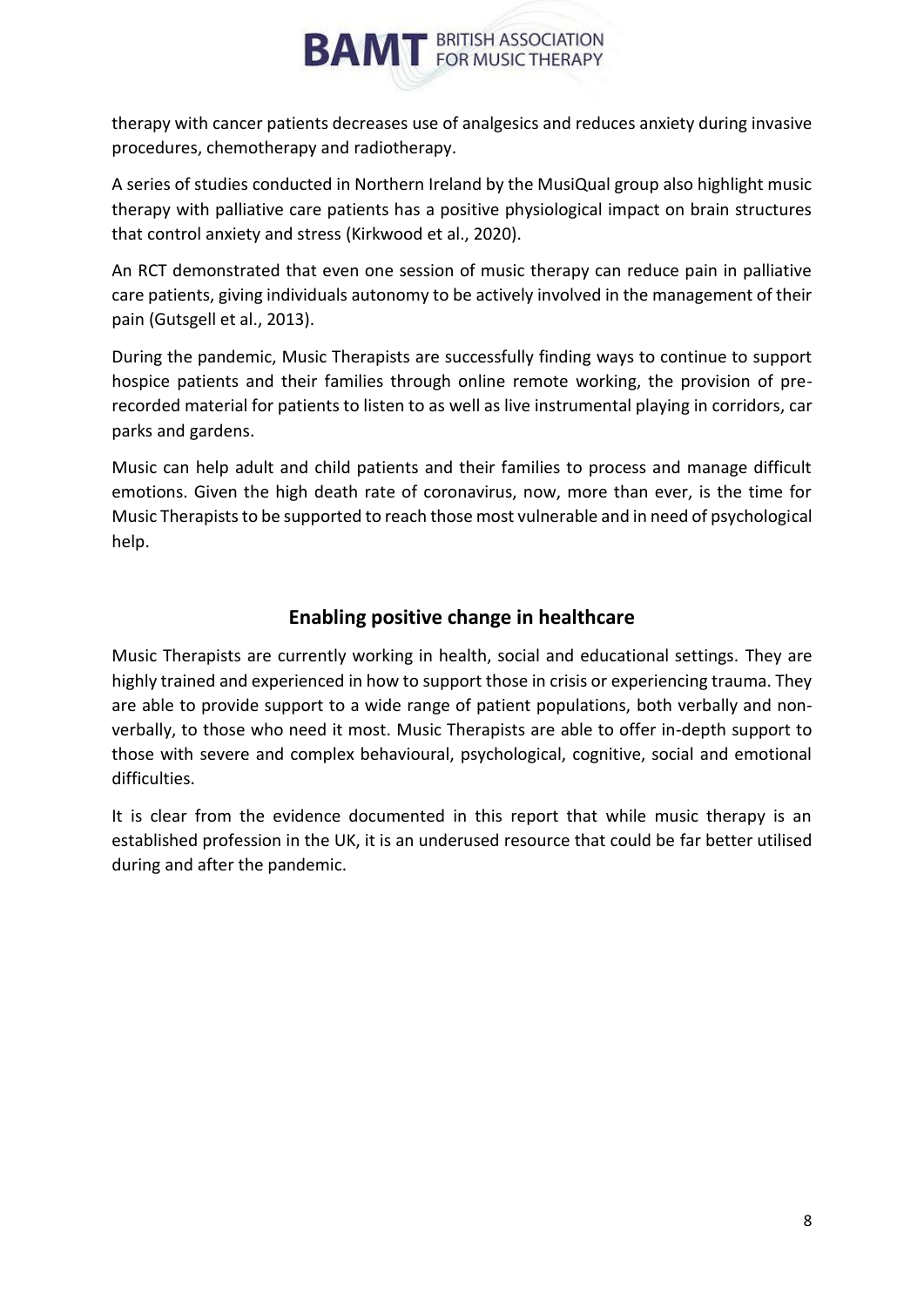therapy with cancer patients decreases use of analgesics and reduces anxiety during invasive procedures, chemotherapy and radiotherapy.

A series of studies conducted in Northern Ireland by the MusiQual group also highlight music therapy with palliative care patients has a positive physiological impact on brain structures that control anxiety and stress (Kirkwood et al., 2020).

An RCT demonstrated that even one session of music therapy can reduce pain in palliative care patients, giving individuals autonomy to be actively involved in the management of their pain (Gutsgell et al., 2013).

During the pandemic, Music Therapists are successfully finding ways to continue to support hospice patients and their families through online remote working, the provision of pre-recorded material for patients to listen to as well as live instrumental playing in corridors, car parks and gardens.

Music can help adult and child patients and their families to process and manage difficult emotions. Given the high death rate of coronavirus, now, more than ever, is the time for Music Therapists to be supported to reach those most vulnerable and in need of psychological help.

## Enabling positive change in healthcare

Music Therapists are currently working in health, social and educational settings. They are highly trained and experienced in how to support those in crisis or experiencing trauma. They are able to provide support to a wide range of patient populations, both verbally and non-verbally, to those who need it most. Music Therapists are able to offer in-depth support to those with severe and complex behavioural, psychological, cognitive, social and emotional difficulties.

It is clear from the evidence documented in this report that while music therapy is an established profession in the UK, it is an underused resource that could be far better utilised during and after the pandemic.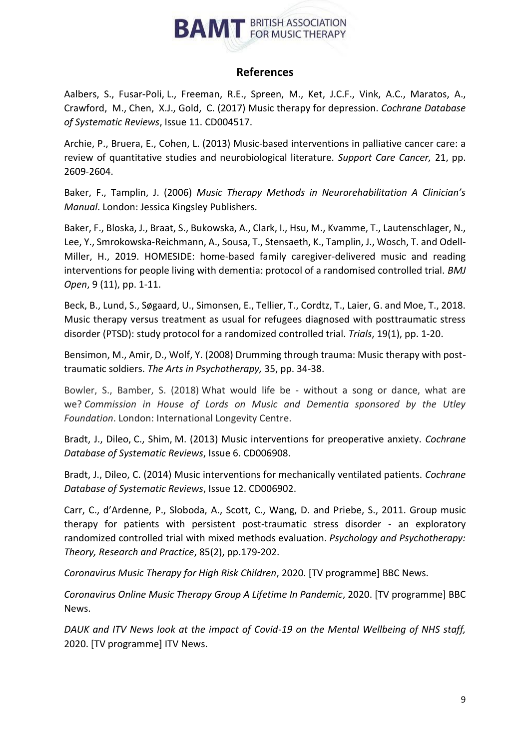## References

Aalbers, S., Fusar-Poli, L., Freeman, R.E., Spreen, M., Ket, J.C.F., Vink, A.C., Maratos, A., Crawford, M., Chen, X.J., Gold, C. (2017) Music therapy for depression. *Cochrane Database of Systematic Reviews*, Issue 11. CD004517.

Archie, P., Bruera, E., Cohen, L. (2013) Music-based interventions in palliative cancer care: a review of quantitative studies and neurobiological literature*. Support Care Cancer,* 21, pp. 2609-2604.

Baker, F., Tamplin, J. (2006) *Music Therapy Methods in Neurorehabilitation A Clinician's Manual*. London: Jessica Kingsley Publishers.

Baker, F., Bloska, J., Braat, S., Bukowska, A., Clark, I., Hsu, M., Kvamme, T., Lautenschlager, N., Lee, Y., Smrokowska-Reichmann, A., Sousa, T., Stensaeth, K., Tamplin, J., Wosch, T. and Odell-Miller, H., 2019. HOMESIDE: home-based family caregiver-delivered music and reading interventions for people living with dementia: protocol of a randomised controlled trial. *BMJ Open*, 9 (11), pp. 1-11.

Beck, B., Lund, S., Søgaard, U., Simonsen, E., Tellier, T., Cordtz, T., Laier, G. and Moe, T., 2018. Music therapy versus treatment as usual for refugees diagnosed with posttraumatic stress disorder (PTSD): study protocol for a randomized controlled trial. *Trials*, 19(1), pp. 1-20.

Bensimon, M., Amir, D., Wolf, Y. (2008) Drumming through trauma: Music therapy with post-traumatic soldiers. *The Arts in Psychotherapy,* 35, pp. 34-38.

Bowler, S., Bamber, S. (2018) What would life be - without a song or dance, what are we? *Commission in House of Lords on Music and Dementia sponsored by the Utley Foundation*. London: International Longevity Centre.

Bradt, J., Dileo, C., Shim, M. (2013) Music interventions for preoperative anxiety. *Cochrane Database of Systematic Reviews*, Issue 6. CD006908.

Bradt, J., Dileo, C. (2014) Music interventions for mechanically ventilated patients. *Cochrane Database of Systematic Reviews*, Issue 12. CD006902.

Carr, C., d'Ardenne, P., Sloboda, A., Scott, C., Wang, D. and Priebe, S., 2011. Group music therapy for patients with persistent post-traumatic stress disorder - an exploratory randomized controlled trial with mixed methods evaluation. *Psychology and Psychotherapy: Theory, Research and Practice*, 85(2), pp.179-202.

*Coronavirus Music Therapy for High Risk Children*, 2020. [TV programme] BBC News.

*Coronavirus Online Music Therapy Group A Lifetime In Pandemic*, 2020. [TV programme] BBC News.

*DAUK and ITV News look at the impact of Covid-19 on the Mental Wellbeing of NHS staff,* 2020. [TV programme] ITV News.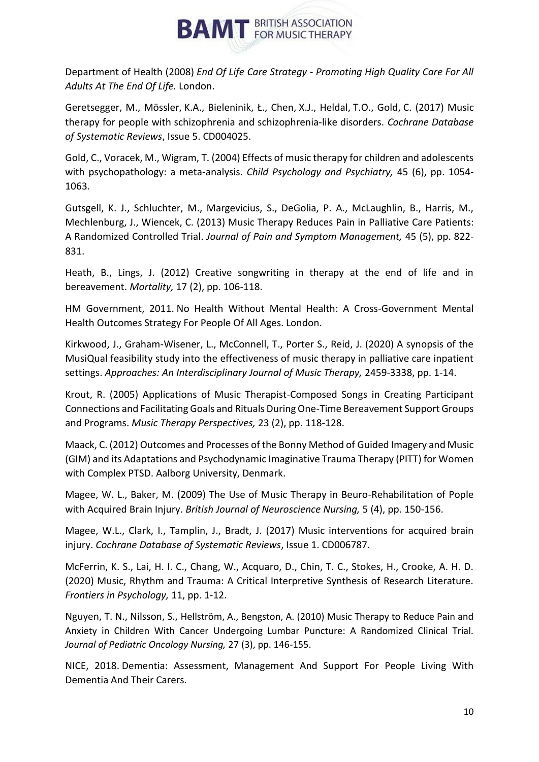Department of Health (2008) *End Of Life Care Strategy - Promoting High Quality Care For All Adults At The End Of Life.* London.

Geretsegger, M., Mössler, K.A., Bieleninik, Ł., Chen, X.J., Heldal, T.O., Gold, C. (2017) Music therapy for people with schizophrenia and schizophrenia-like disorders. *Cochrane Database of Systematic Reviews*, Issue 5. CD004025.

Gold, C., Voracek, M., Wigram, T. (2004) Effects of music therapy for children and adolescents with psychopathology: a meta-analysis. *Child Psychology and Psychiatry,* 45 (6), pp. 1054-1063.

Gutsgell, K. J., Schluchter, M., Margevicius, S., DeGolia, P. A., McLaughlin, B., Harris, M., Mechlenburg, J., Wiencek, C. (2013) Music Therapy Reduces Pain in Palliative Care Patients: A Randomized Controlled Trial. *Journal of Pain and Symptom Management,* 45 (5), pp. 822-831.

Heath, B., Lings, J. (2012) Creative songwriting in therapy at the end of life and in bereavement. *Mortality,* 17 (2), pp. 106-118.

HM Government, 2011. No Health Without Mental Health: A Cross-Government Mental Health Outcomes Strategy For People Of All Ages. London.

Kirkwood, J., Graham-Wisener, L., McConnell, T., Porter S., Reid, J. (2020) A synopsis of the MusiQual feasibility study into the effectiveness of music therapy in palliative care inpatient settings. *Approaches: An Interdisciplinary Journal of Music Therapy,* 2459-3338, pp. 1-14.

Krout, R. (2005) Applications of Music Therapist-Composed Songs in Creating Participant Connections and Facilitating Goals and Rituals During One-Time Bereavement Support Groups and Programs. *Music Therapy Perspectives,* 23 (2), pp. 118-128.

Maack, C. (2012) Outcomes and Processes of the Bonny Method of Guided Imagery and Music (GIM) and its Adaptations and Psychodynamic Imaginative Trauma Therapy (PITT) for Women with Complex PTSD. Aalborg University, Denmark.

Magee, W. L., Baker, M. (2009) The Use of Music Therapy in Beuro-Rehabilitation of Pople with Acquired Brain Injury. *British Journal of Neuroscience Nursing,* 5 (4), pp. 150-156.

Magee, W.L., Clark, I., Tamplin, J., Bradt, J. (2017) Music interventions for acquired brain injury. *Cochrane Database of Systematic Reviews*, Issue 1. CD006787.

McFerrin, K. S., Lai, H. I. C., Chang, W., Acquaro, D., Chin, T. C., Stokes, H., Crooke, A. H. D. (2020) Music, Rhythm and Trauma: A Critical Interpretive Synthesis of Research Literature. *Frontiers in Psychology,* 11, pp. 1-12.

Nguyen, T. N., Nilsson, S., Hellström, A., Bengston, A. (2010) Music Therapy to Reduce Pain and Anxiety in Children With Cancer Undergoing Lumbar Puncture: A Randomized Clinical Trial. *Journal of Pediatric Oncology Nursing,* 27 (3), pp. 146-155.

NICE, 2018. Dementia: Assessment, Management And Support For People Living With Dementia And Their Carers.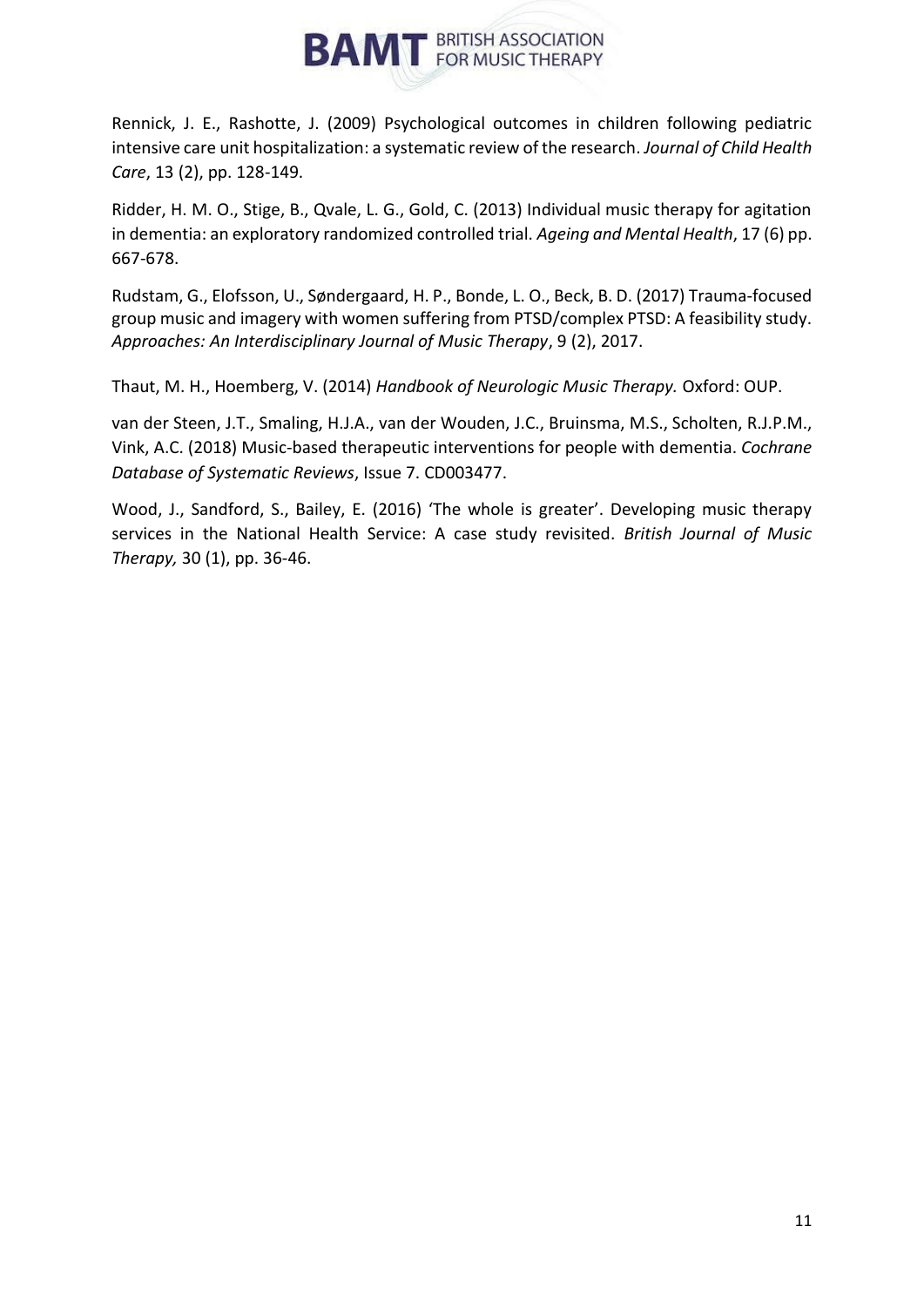Rennick, J. E., Rashotte, J. (2009) Psychological outcomes in children following pediatric intensive care unit hospitalization: a systematic review of the research. *Journal of Child Health Care*, 13 (2), pp. 128-149.

Ridder, H. M. O., Stige, B., Qvale, L. G., Gold, C. (2013) Individual music therapy for agitation in dementia: an exploratory randomized controlled trial. *Ageing and Mental Health*, 17 (6) pp. 667-678.

Rudstam, G., Elofsson, U., Søndergaard, H. P., Bonde, L. O., Beck, B. D. (2017) Trauma-focused group music and imagery with women suffering from PTSD/complex PTSD: A feasibility study. *Approaches: An Interdisciplinary Journal of Music Therapy*, 9 (2), 2017.

Thaut, M. H., Hoemberg, V. (2014) *Handbook of Neurologic Music Therapy.* Oxford: OUP.

van der Steen, J.T., Smaling, H.J.A., van der Wouden, J.C., Bruinsma, M.S., Scholten, R.J.P.M., Vink, A.C. (2018) Music-based therapeutic interventions for people with dementia. *Cochrane Database of Systematic Reviews*, Issue 7. CD003477.

Wood, J., Sandford, S., Bailey, E. (2016) 'The whole is greater'. Developing music therapy services in the National Health Service: A case study revisited. *British Journal of Music Therapy,* 30 (1), pp. 36-46.